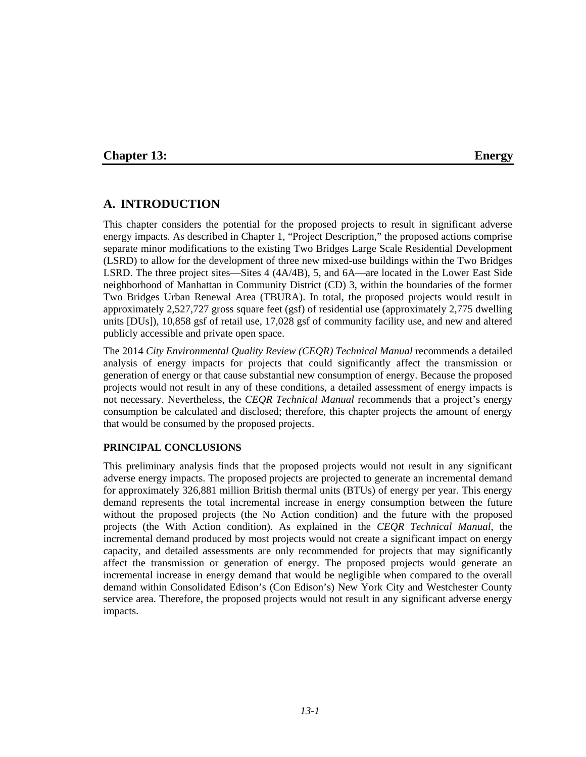# Chapter 13: Energy

## A. INTRODUCTION

This chapter considers the potential for the proposed projects to result in significant adverse energy impacts. As described in Chapter 1, "Project Description," the proposed actions comprise separate minor modifications to the existing Two Bridges Large Scale Residential Development (LSRD) to allow for the development of three new mixed-use buildings within the Two Bridges LSRD. The three project sites—Sites 4 (4A/4B), 5, and 6A—are located in the Lower East Side neighborhood of Manhattan in Community District (CD) 3, within the boundaries of the former Two Bridges Urban Renewal Area (TBURA). In total, the proposed projects would result in approximately 2,527,727 gross square feet (gsf) of residential use (approximately 2,775 dwelling units [DUs]), 10,858 gsf of retail use, 17,028 gsf of community facility use, and new and altered publicly accessible and private open space.

The 2014 *City Environmental Quality Review (CEQR) Technical Manual* recommends a detailed analysis of energy impacts for projects that could significantly affect the transmission or generation of energy or that cause substantial new consumption of energy. Because the proposed projects would not result in any of these conditions, a detailed assessment of energy impacts is not necessary. Nevertheless, the *CEQR Technical Manual* recommends that a project's energy consumption be calculated and disclosed; therefore, this chapter projects the amount of energy that would be consumed by the proposed projects.

### PRINCIPAL CONCLUSIONS

This preliminary analysis finds that the proposed projects would not result in any significant adverse energy impacts. The proposed projects are projected to generate an incremental demand for approximately 326,881 million British thermal units (BTUs) of energy per year. This energy demand represents the total incremental increase in energy consumption between the future without the proposed projects (the No Action condition) and the future with the proposed projects (the With Action condition). As explained in the *CEQR Technical Manual*, the incremental demand produced by most projects would not create a significant impact on energy capacity, and detailed assessments are only recommended for projects that may significantly affect the transmission or generation of energy. The proposed projects would generate an incremental increase in energy demand that would be negligible when compared to the overall demand within Consolidated Edison's (Con Edison's) New York City and Westchester County service area. Therefore, the proposed projects would not result in any significant adverse energy impacts.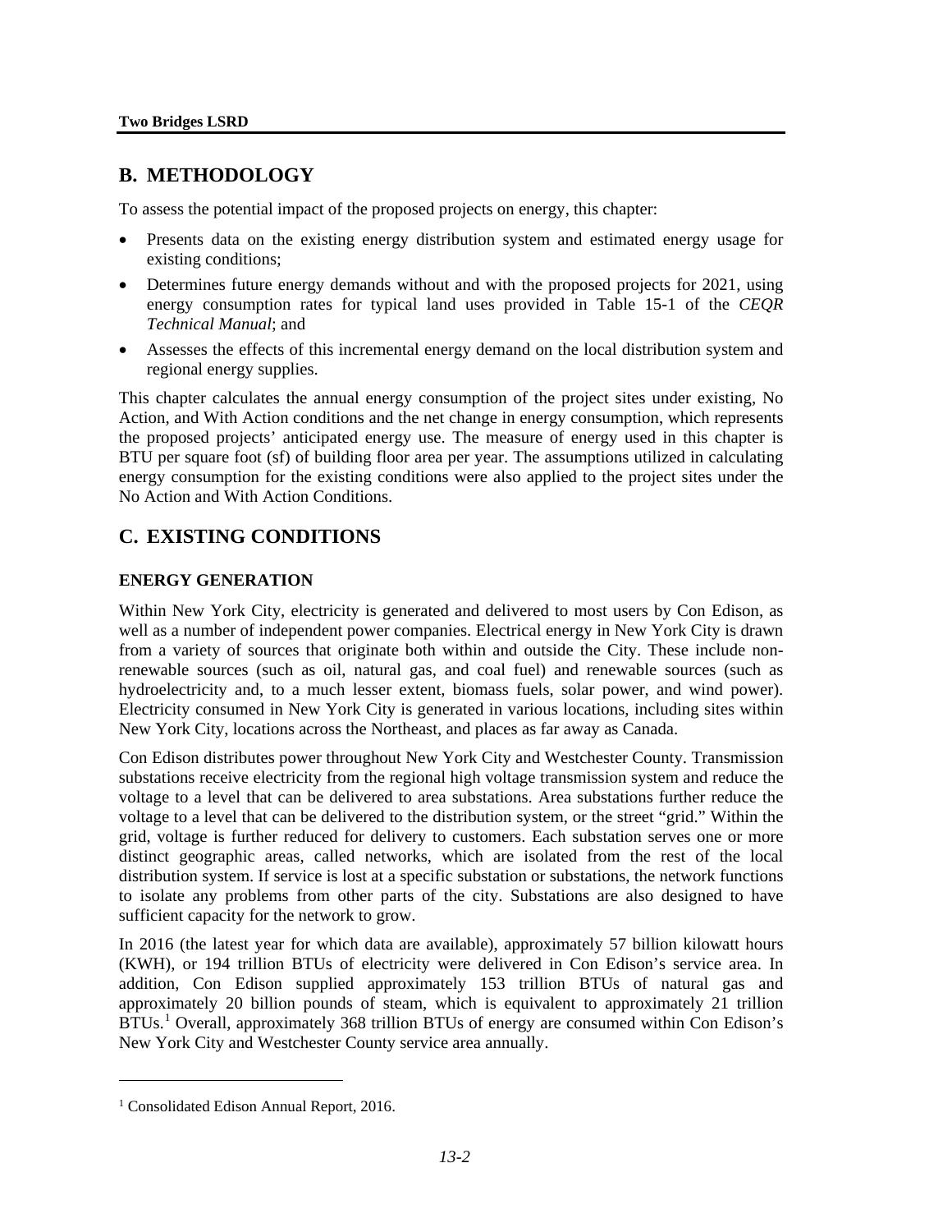## B. METHODOLOGY

To assess the potential impact of the proposed projects on energy, this chapter:

- Presents data on the existing energy distribution system and estimated energy usage for existing conditions;
- Determines future energy demands without and with the proposed projects for 2021, using energy consumption rates for typical land uses provided in Table 15-1 of the *CEQR Technical Manual*; and
- Assesses the effects of this incremental energy demand on the local distribution system and regional energy supplies.

This chapter calculates the annual energy consumption of the project sites under existing, No Action, and With Action conditions and the net change in energy consumption, which represents the proposed projects' anticipated energy use. The measure of energy used in this chapter is BTU per square foot (sf) of building floor area per year. The assumptions utilized in calculating energy consumption for the existing conditions were also applied to the project sites under the No Action and With Action Conditions.

## C. EXISTING CONDITIONS

### ENERGY GENERATION

Within New York City, electricity is generated and delivered to most users by Con Edison, as well as a number of independent power companies. Electrical energy in New York City is drawn from a variety of sources that originate both within and outside the City. These include non-renewable sources (such as oil, natural gas, and coal fuel) and renewable sources (such as hydroelectricity and, to a much lesser extent, biomass fuels, solar power, and wind power). Electricity consumed in New York City is generated in various locations, including sites within New York City, locations across the Northeast, and places as far away as Canada.

Con Edison distributes power throughout New York City and Westchester County. Transmission substations receive electricity from the regional high voltage transmission system and reduce the voltage to a level that can be delivered to area substations. Area substations further reduce the voltage to a level that can be delivered to the distribution system, or the street "grid." Within the grid, voltage is further reduced for delivery to customers. Each substation serves one or more distinct geographic areas, called networks, which are isolated from the rest of the local distribution system. If service is lost at a specific substation or substations, the network functions to isolate any problems from other parts of the city. Substations are also designed to have sufficient capacity for the network to grow.

In 2016 (the latest year for which data are available), approximately 57 billion kilowatt hours (KWH), or 194 trillion BTUs of electricity were delivered in Con Edison's service area. In addition, Con Edison supplied approximately 153 trillion BTUs of natural gas and approximately 20 billion pounds of steam, which is equivalent to approximately 21 trillion BTUs.[1] Overall, approximately 368 trillion BTUs of energy are consumed within Con Edison's New York City and Westchester County service area annually.

---

[1] Consolidated Edison Annual Report, 2016.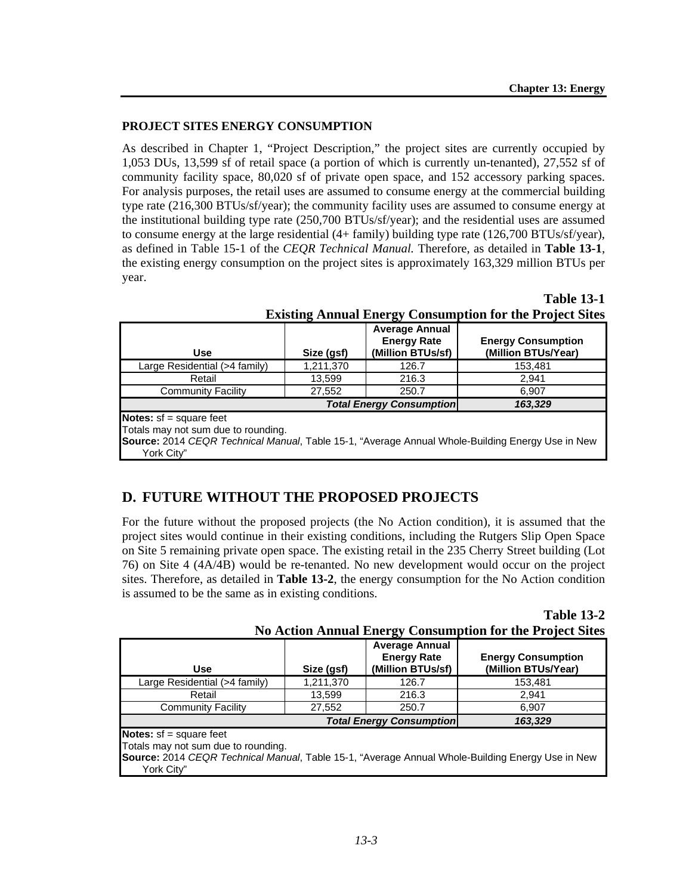### PROJECT SITES ENERGY CONSUMPTION

As described in Chapter 1, "Project Description," the project sites are currently occupied by 1,053 DUs, 13,599 sf of retail space (a portion of which is currently un-tenanted), 27,552 sf of community facility space, 80,020 sf of private open space, and 152 accessory parking spaces. For analysis purposes, the retail uses are assumed to consume energy at the commercial building type rate (216,300 BTUs/sf/year); the community facility uses are assumed to consume energy at the institutional building type rate (250,700 BTUs/sf/year); and the residential uses are assumed to consume energy at the large residential (4+ family) building type rate (126,700 BTUs/sf/year), as defined in Table 15-1 of the *CEQR Technical Manual.* Therefore, as detailed in **Table 13-1**, the existing energy consumption on the project sites is approximately 163,329 million BTUs per year.

**Table 13-1**
**Existing Annual Energy Consumption for the Project Sites**

| Use | Size (gsf) | Average Annual Energy Rate (Million BTUs/sf) | Energy Consumption (Million BTUs/Year) |
|---|---|---|---|
| Large Residential (>4 family) | 1,211,370 | 126.7 | 153,481 |
| Retail | 13,599 | 216.3 | 2,941 |
| Community Facility | 27,552 | 250.7 | 6,907 |
| | | ***Total Energy Consumption*** | ***163,329*** |

**Notes:** sf = square feet
Totals may not sum due to rounding.
**Source:** 2014 *CEQR Technical Manual*, Table 15-1, "Average Annual Whole-Building Energy Use in New York City"

## D. FUTURE WITHOUT THE PROPOSED PROJECTS

For the future without the proposed projects (the No Action condition), it is assumed that the project sites would continue in their existing conditions, including the Rutgers Slip Open Space on Site 5 remaining private open space. The existing retail in the 235 Cherry Street building (Lot 76) on Site 4 (4A/4B) would be re-tenanted. No new development would occur on the project sites. Therefore, as detailed in **Table 13-2**, the energy consumption for the No Action condition is assumed to be the same as in existing conditions.

**Table 13-2**
**No Action Annual Energy Consumption for the Project Sites**

| Use | Size (gsf) | Average Annual Energy Rate (Million BTUs/sf) | Energy Consumption (Million BTUs/Year) |
|---|---|---|---|
| Large Residential (>4 family) | 1,211,370 | 126.7 | 153,481 |
| Retail | 13,599 | 216.3 | 2,941 |
| Community Facility | 27,552 | 250.7 | 6,907 |
| | | ***Total Energy Consumption*** | ***163,329*** |

**Notes:** sf = square feet
Totals may not sum due to rounding.
**Source:** 2014 *CEQR Technical Manual*, Table 15-1, "Average Annual Whole-Building Energy Use in New York City"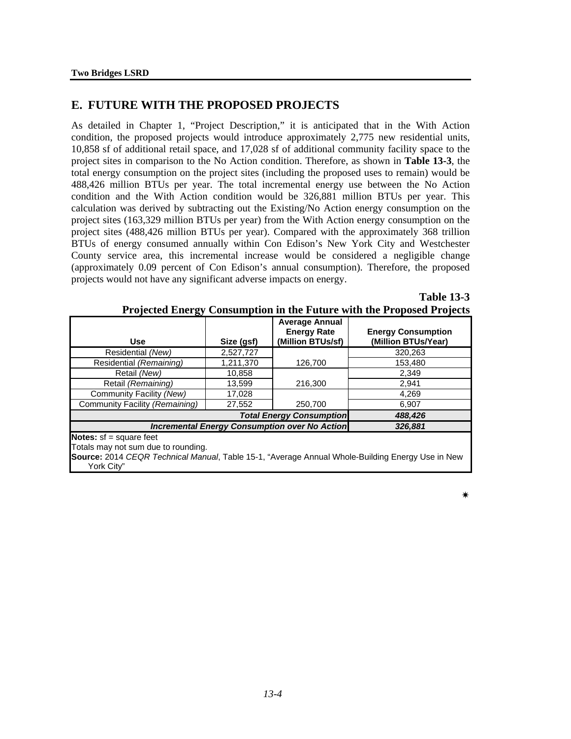## E. FUTURE WITH THE PROPOSED PROJECTS

As detailed in Chapter 1, "Project Description," it is anticipated that in the With Action condition, the proposed projects would introduce approximately 2,775 new residential units, 10,858 sf of additional retail space, and 17,028 sf of additional community facility space to the project sites in comparison to the No Action condition. Therefore, as shown in **Table 13-3**, the total energy consumption on the project sites (including the proposed uses to remain) would be 488,426 million BTUs per year. The total incremental energy use between the No Action condition and the With Action condition would be 326,881 million BTUs per year. This calculation was derived by subtracting out the Existing/No Action energy consumption on the project sites (163,329 million BTUs per year) from the With Action energy consumption on the project sites (488,426 million BTUs per year). Compared with the approximately 368 trillion BTUs of energy consumed annually within Con Edison's New York City and Westchester County service area, this incremental increase would be considered a negligible change (approximately 0.09 percent of Con Edison's annual consumption). Therefore, the proposed projects would not have any significant adverse impacts on energy.

**Table 13-3**
**Projected Energy Consumption in the Future with the Proposed Projects**

| Use | Size (gsf) | Average Annual Energy Rate (Million BTUs/sf) | Energy Consumption (Million BTUs/Year) |
|---|---|---|---|
| Residential *(New)* | 2,527,727 | 126,700 | 320,263 |
| Residential *(Remaining)* | 1,211,370 | | 153,480 |
| Retail *(New)* | 10,858 | 216,300 | 2,349 |
| Retail *(Remaining)* | 13,599 | | 2,941 |
| Community Facility *(New)* | 17,028 | 250,700 | 4,269 |
| Community Facility *(Remaining)* | 27,552 | | 6,907 |
| ***Total Energy Consumption*** | | | ***488,426*** |
| ***Incremental Energy Consumption over No Action*** | | | ***326,881*** |

**Notes:** sf = square feet
Totals may not sum due to rounding.
**Source:** 2014 *CEQR Technical Manual*, Table 15-1, "Average Annual Whole-Building Energy Use in New York City"

*